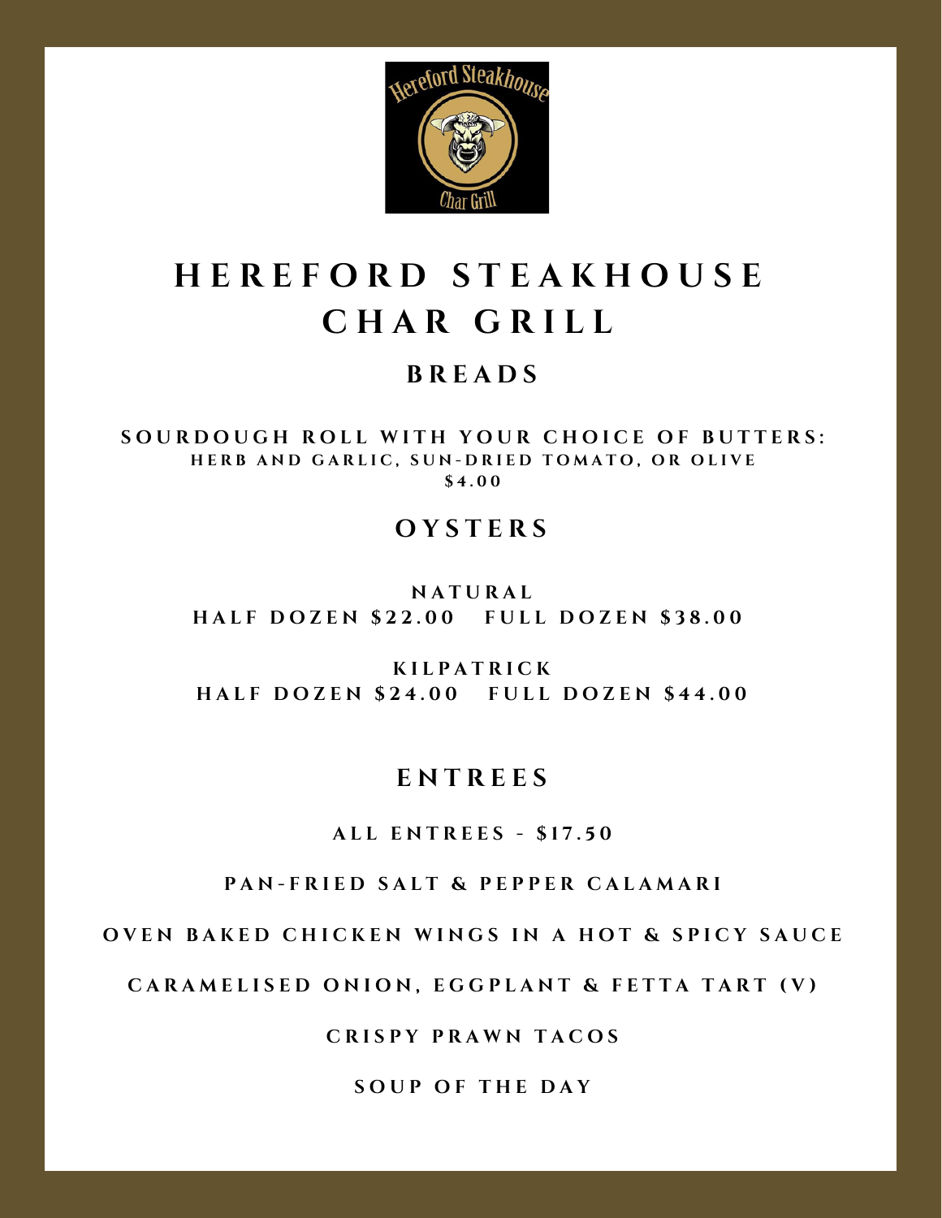# HEREFORD STEAKHOUSE CHAR GRILL

## BREADS

**SOURDOUGH ROLL WITH YOUR CHOICE OF BUTTERS:**
HERB AND GARLIC, SUN-DRIED TOMATO, OR OLIVE
$4.00

## OYSTERS

**NATURAL**
HALF DOZEN $22.00 FULL DOZEN $38.00

**KILPATRICK**
HALF DOZEN $24.00 FULL DOZEN $44.00

## ENTREES

ALL ENTREES - $17.50

PAN-FRIED SALT & PEPPER CALAMARI

OVEN BAKED CHICKEN WINGS IN A HOT & SPICY SAUCE

CARAMELISED ONION, EGGPLANT & FETTA TART (V)

CRISPY PRAWN TACOS

SOUP OF THE DAY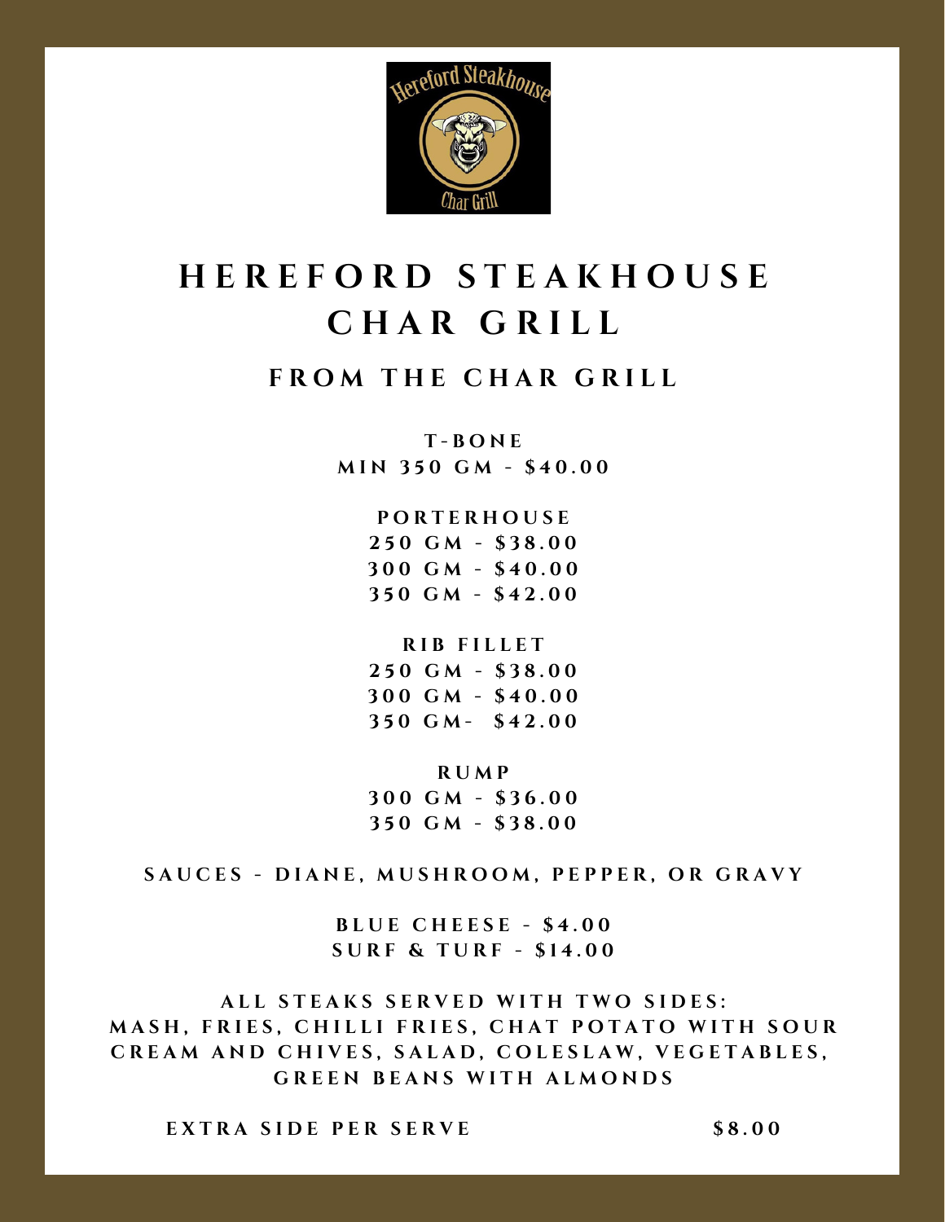# HEREFORD STEAKHOUSE CHAR GRILL

## FROM THE CHAR GRILL

**T-BONE**
MIN 350 GM - $40.00

**PORTERHOUSE**
250 GM - $38.00
300 GM - $40.00
350 GM - $42.00

**RIB FILLET**
250 GM - $38.00
300 GM - $40.00
350 GM- $42.00

**RUMP**
300 GM - $36.00
350 GM - $38.00

SAUCES - DIANE, MUSHROOM, PEPPER, OR GRAVY

BLUE CHEESE - $4.00
SURF & TURF - $14.00

ALL STEAKS SERVED WITH TWO SIDES:
MASH, FRIES, CHILLI FRIES, CHAT POTATO WITH SOUR CREAM AND CHIVES, SALAD, COLESLAW, VEGETABLES, GREEN BEANS WITH ALMONDS

EXTRA SIDE PER SERVE $8.00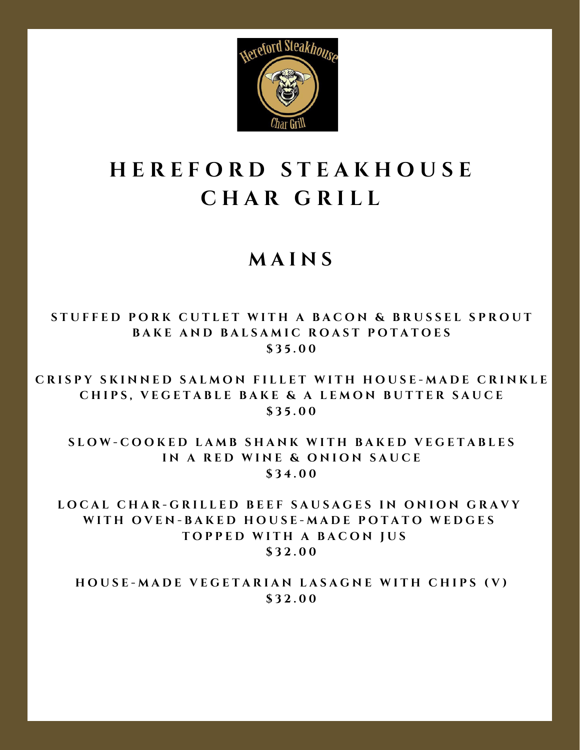# HEREFORD STEAKHOUSE CHAR GRILL

## MAINS

**STUFFED PORK CUTLET WITH A BACON & BRUSSEL SPROUT BAKE AND BALSAMIC ROAST POTATOES**
**$35.00**

**CRISPY SKINNED SALMON FILLET WITH HOUSE-MADE CRINKLE CHIPS, VEGETABLE BAKE & A LEMON BUTTER SAUCE**
**$35.00**

**SLOW-COOKED LAMB SHANK WITH BAKED VEGETABLES IN A RED WINE & ONION SAUCE**
**$34.00**

**LOCAL CHAR-GRILLED BEEF SAUSAGES IN ONION GRAVY WITH OVEN-BAKED HOUSE-MADE POTATO WEDGES TOPPED WITH A BACON JUS**
**$32.00**

**HOUSE-MADE VEGETARIAN LASAGNE WITH CHIPS (V)**
**$32.00**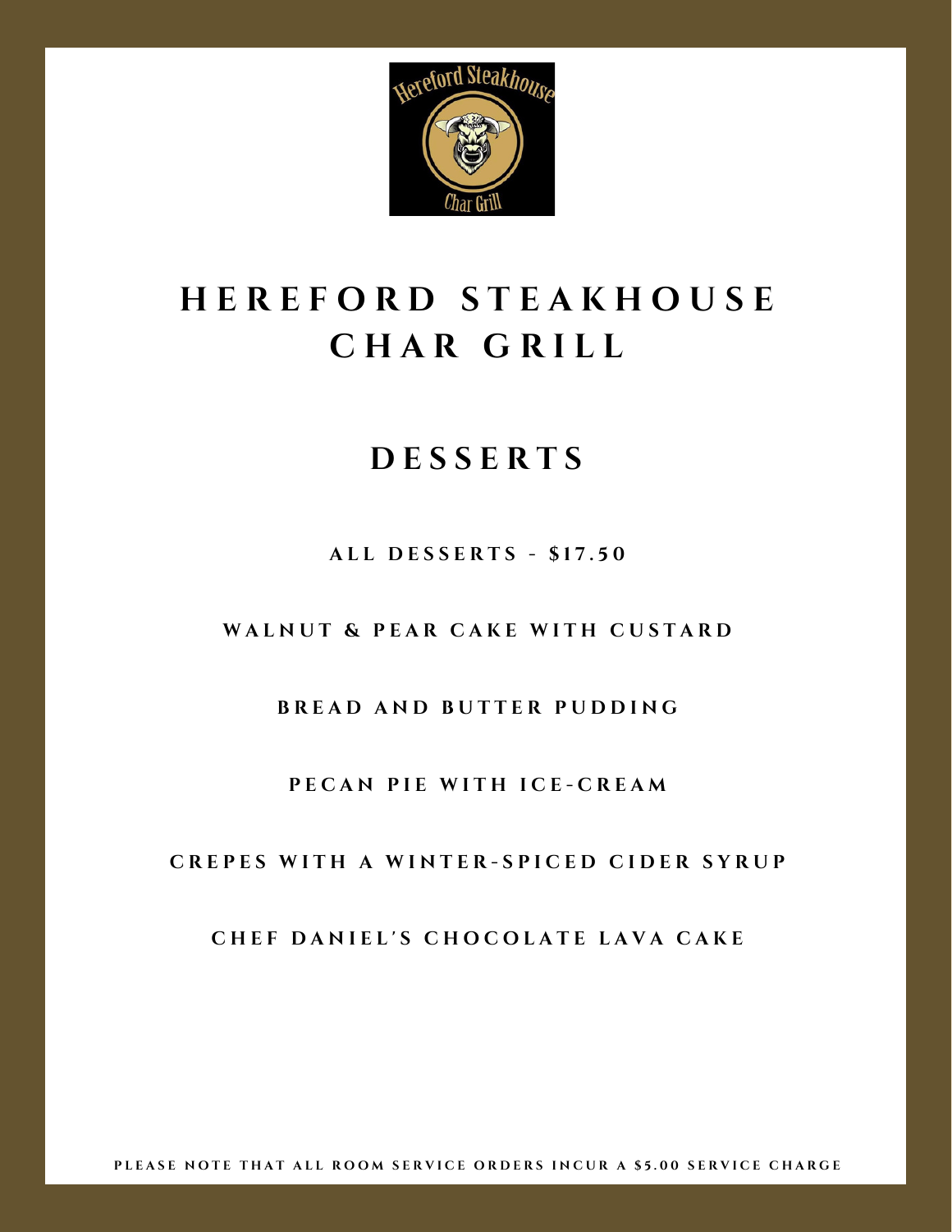# HEREFORD STEAKHOUSE CHAR GRILL

## DESSERTS

**ALL DESSERTS - $17.50**

**WALNUT & PEAR CAKE WITH CUSTARD**

**BREAD AND BUTTER PUDDING**

**PECAN PIE WITH ICE-CREAM**

**CREPES WITH A WINTER-SPICED CIDER SYRUP**

**CHEF DANIEL'S CHOCOLATE LAVA CAKE**

**PLEASE NOTE THAT ALL ROOM SERVICE ORDERS INCUR A $5.00 SERVICE CHARGE**